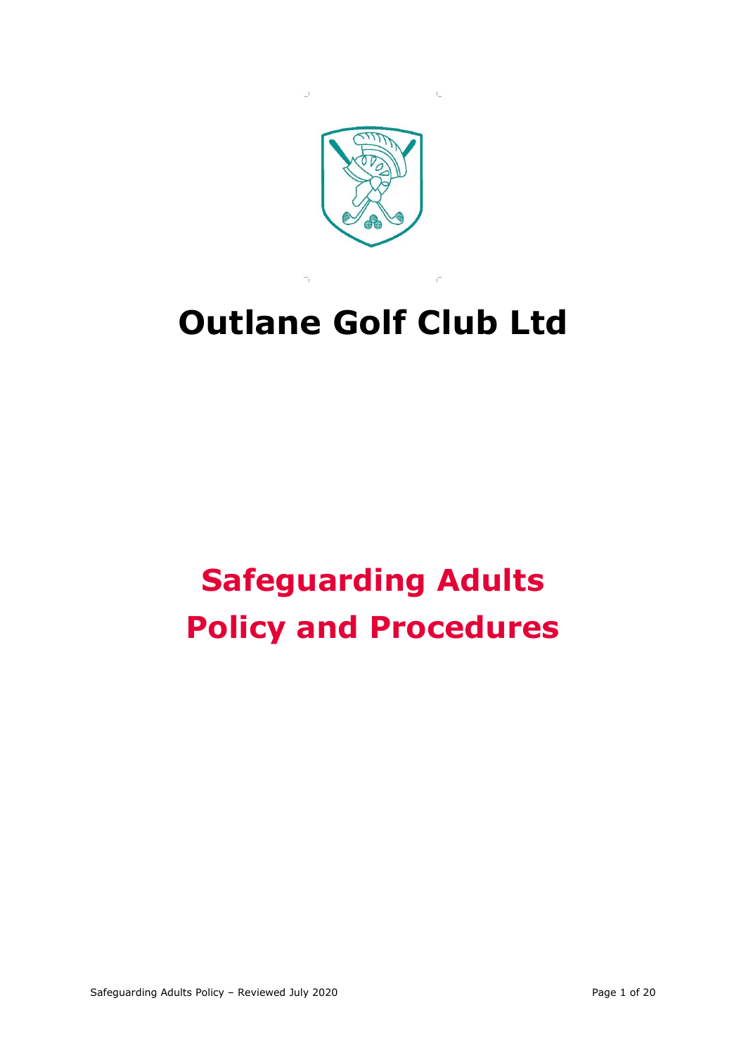# Outlane Golf Club Ltd

# Safeguarding Adults Policy and Procedures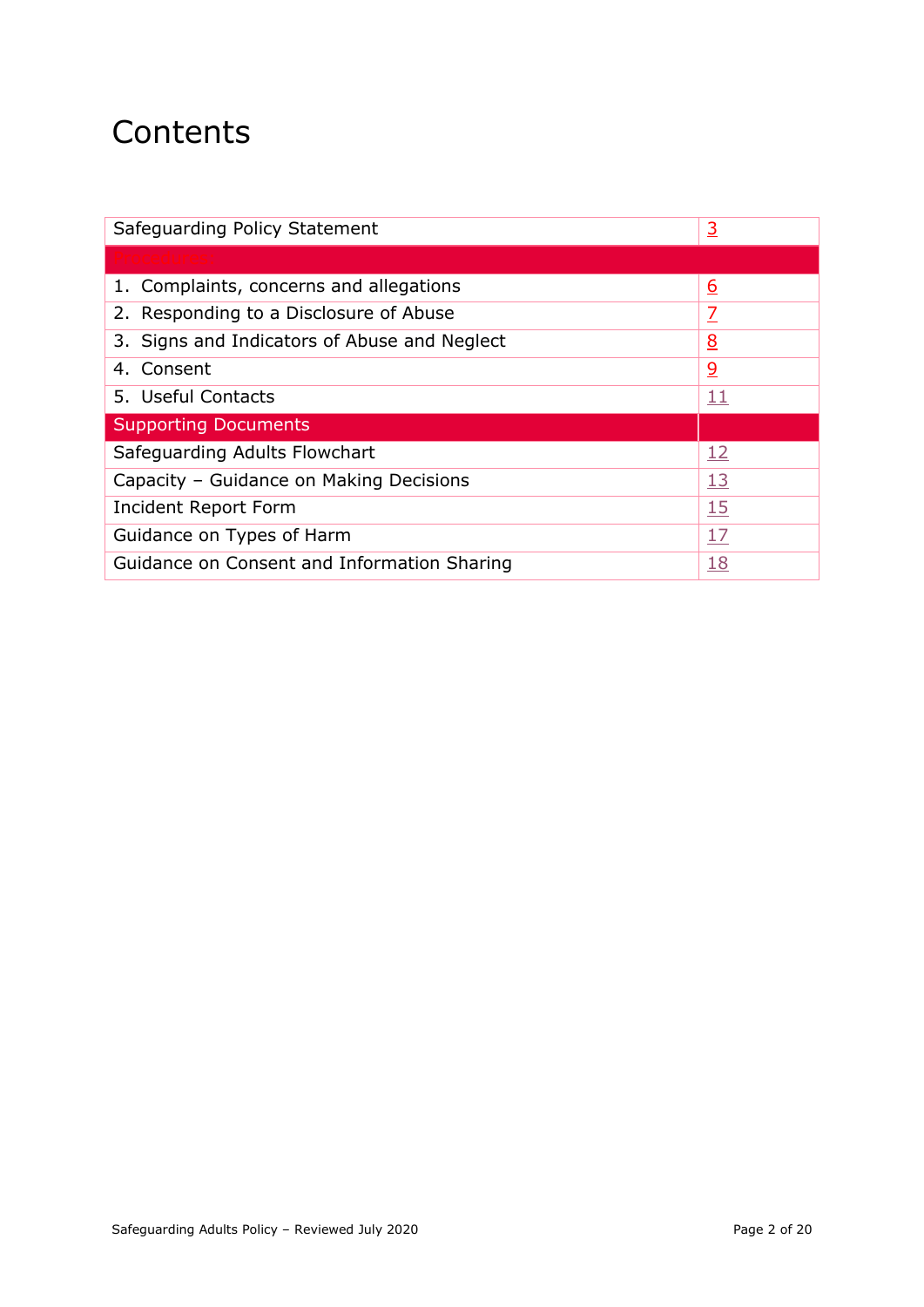# Contents

| Safeguarding Policy Statement | 3 |
|---|---|
| **Procedures:** | |
| 1. Complaints, concerns and allegations | 6 |
| 2. Responding to a Disclosure of Abuse | 7 |
| 3. Signs and Indicators of Abuse and Neglect | 8 |
| 4. Consent | 9 |
| 5. Useful Contacts | 11 |
| **Supporting Documents** | |
| Safeguarding Adults Flowchart | 12 |
| Capacity – Guidance on Making Decisions | 13 |
| Incident Report Form | 15 |
| Guidance on Types of Harm | 17 |
| Guidance on Consent and Information Sharing | 18 |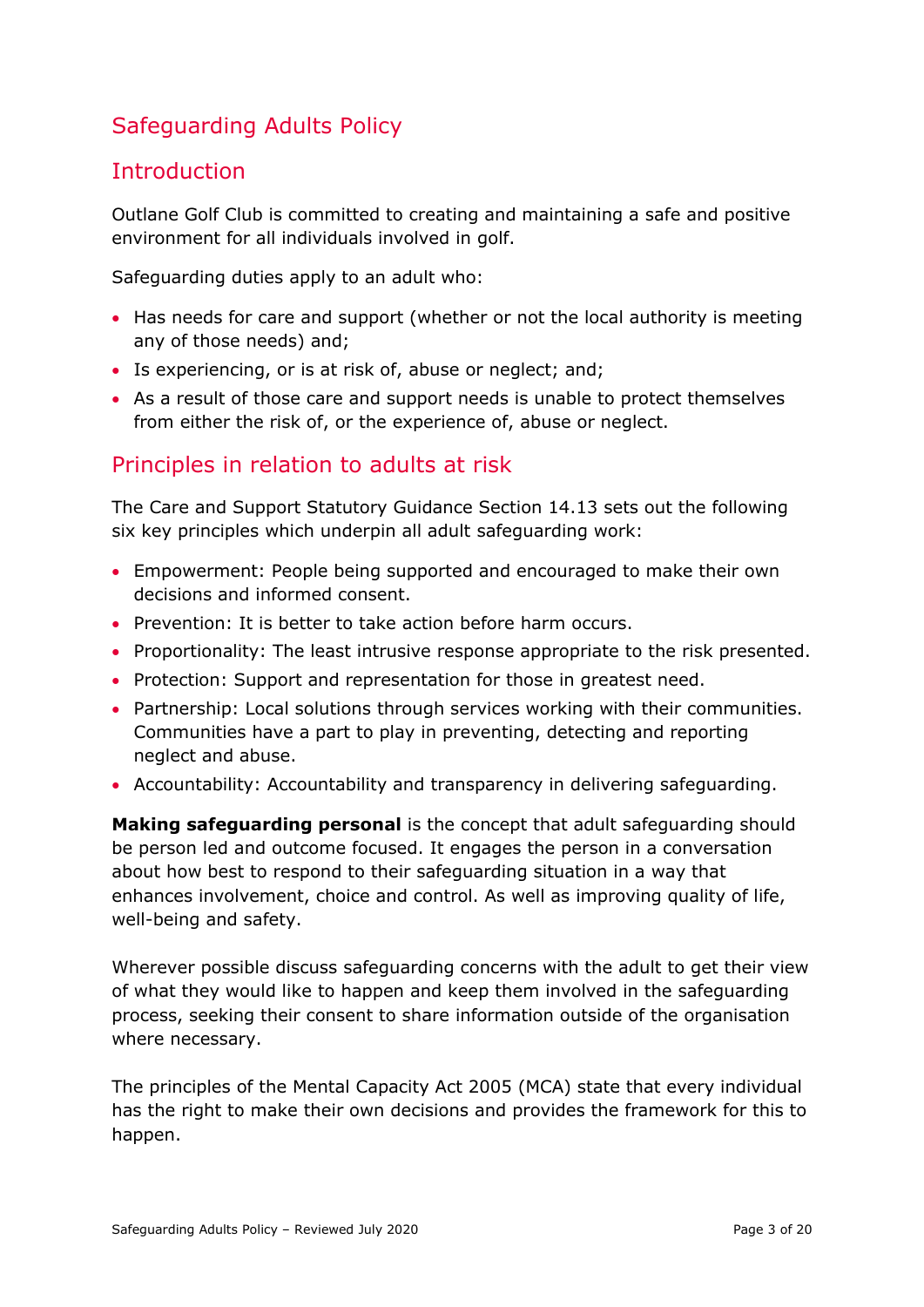# Safeguarding Adults Policy

## Introduction

Outlane Golf Club is committed to creating and maintaining a safe and positive environment for all individuals involved in golf.

Safeguarding duties apply to an adult who:

- Has needs for care and support (whether or not the local authority is meeting any of those needs) and;
- Is experiencing, or is at risk of, abuse or neglect; and;
- As a result of those care and support needs is unable to protect themselves from either the risk of, or the experience of, abuse or neglect.

## Principles in relation to adults at risk

The Care and Support Statutory Guidance Section 14.13 sets out the following six key principles which underpin all adult safeguarding work:

- Empowerment: People being supported and encouraged to make their own decisions and informed consent.
- Prevention: It is better to take action before harm occurs.
- Proportionality: The least intrusive response appropriate to the risk presented.
- Protection: Support and representation for those in greatest need.
- Partnership: Local solutions through services working with their communities. Communities have a part to play in preventing, detecting and reporting neglect and abuse.
- Accountability: Accountability and transparency in delivering safeguarding.

**Making safeguarding personal** is the concept that adult safeguarding should be person led and outcome focused. It engages the person in a conversation about how best to respond to their safeguarding situation in a way that enhances involvement, choice and control. As well as improving quality of life, well-being and safety.

Wherever possible discuss safeguarding concerns with the adult to get their view of what they would like to happen and keep them involved in the safeguarding process, seeking their consent to share information outside of the organisation where necessary.

The principles of the Mental Capacity Act 2005 (MCA) state that every individual has the right to make their own decisions and provides the framework for this to happen.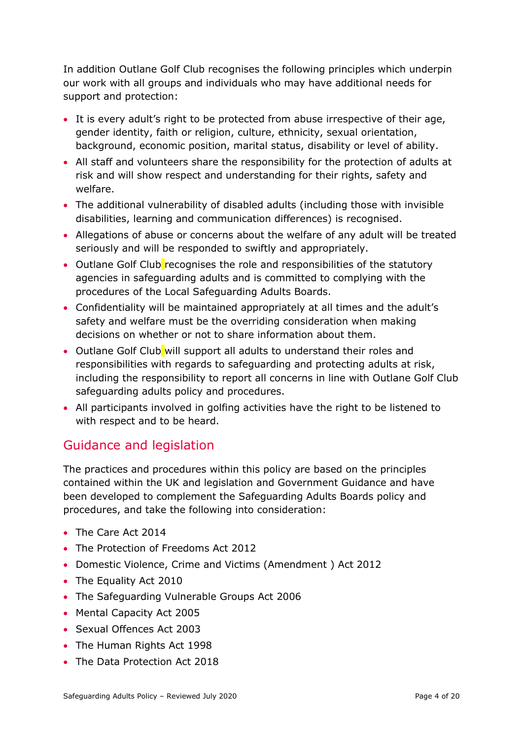In addition Outlane Golf Club recognises the following principles which underpin our work with all groups and individuals who may have additional needs for support and protection:

- It is every adult's right to be protected from abuse irrespective of their age, gender identity, faith or religion, culture, ethnicity, sexual orientation, background, economic position, marital status, disability or level of ability.
- All staff and volunteers share the responsibility for the protection of adults at risk and will show respect and understanding for their rights, safety and welfare.
- The additional vulnerability of disabled adults (including those with invisible disabilities, learning and communication differences) is recognised.
- Allegations of abuse or concerns about the welfare of any adult will be treated seriously and will be responded to swiftly and appropriately.
- Outlane Golf Club recognises the role and responsibilities of the statutory agencies in safeguarding adults and is committed to complying with the procedures of the Local Safeguarding Adults Boards.
- Confidentiality will be maintained appropriately at all times and the adult's safety and welfare must be the overriding consideration when making decisions on whether or not to share information about them.
- Outlane Golf Club will support all adults to understand their roles and responsibilities with regards to safeguarding and protecting adults at risk, including the responsibility to report all concerns in line with Outlane Golf Club safeguarding adults policy and procedures.
- All participants involved in golfing activities have the right to be listened to with respect and to be heard.

## Guidance and legislation

The practices and procedures within this policy are based on the principles contained within the UK and legislation and Government Guidance and have been developed to complement the Safeguarding Adults Boards policy and procedures, and take the following into consideration:

- The Care Act 2014
- The Protection of Freedoms Act 2012
- Domestic Violence, Crime and Victims (Amendment ) Act 2012
- The Equality Act 2010
- The Safeguarding Vulnerable Groups Act 2006
- Mental Capacity Act 2005
- Sexual Offences Act 2003
- The Human Rights Act 1998
- The Data Protection Act 2018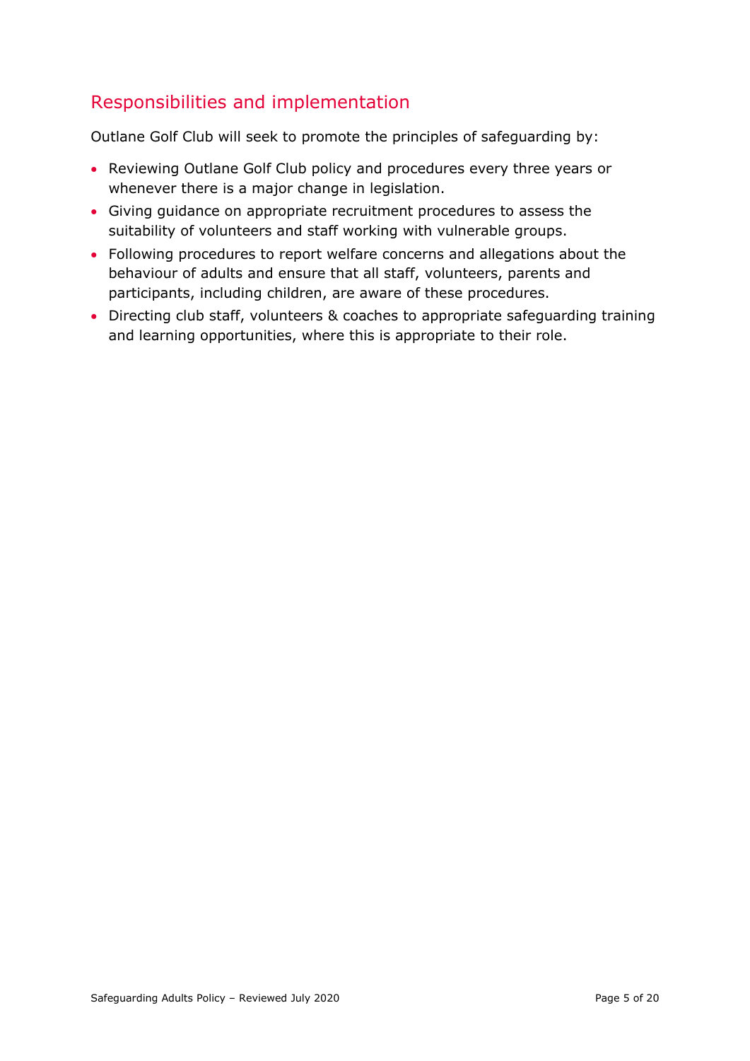## Responsibilities and implementation

Outlane Golf Club will seek to promote the principles of safeguarding by:

- Reviewing Outlane Golf Club policy and procedures every three years or whenever there is a major change in legislation.
- Giving guidance on appropriate recruitment procedures to assess the suitability of volunteers and staff working with vulnerable groups.
- Following procedures to report welfare concerns and allegations about the behaviour of adults and ensure that all staff, volunteers, parents and participants, including children, are aware of these procedures.
- Directing club staff, volunteers & coaches to appropriate safeguarding training and learning opportunities, where this is appropriate to their role.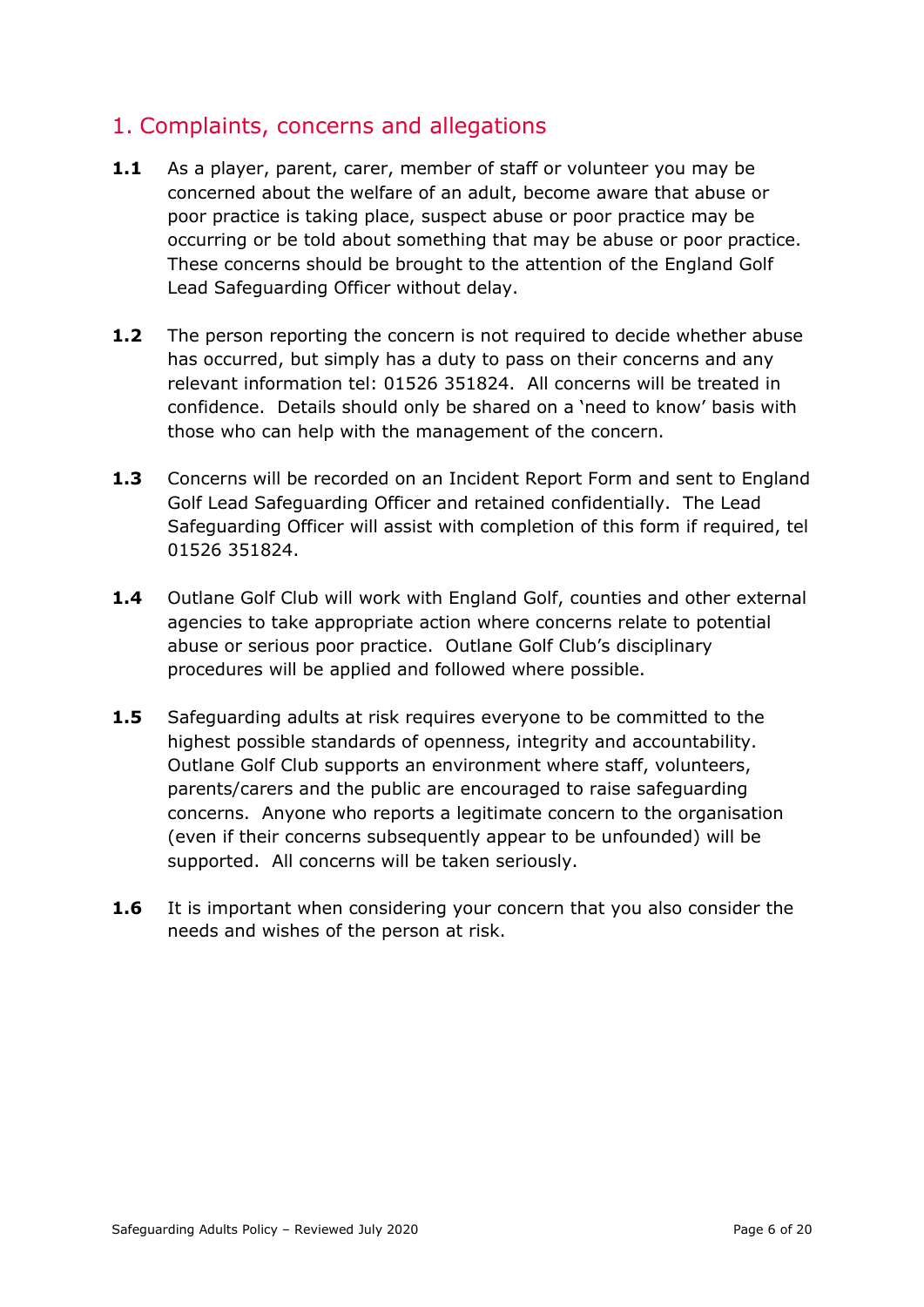## 1. Complaints, concerns and allegations

**1.1** As a player, parent, carer, member of staff or volunteer you may be concerned about the welfare of an adult, become aware that abuse or poor practice is taking place, suspect abuse or poor practice may be occurring or be told about something that may be abuse or poor practice. These concerns should be brought to the attention of the England Golf Lead Safeguarding Officer without delay.

**1.2** The person reporting the concern is not required to decide whether abuse has occurred, but simply has a duty to pass on their concerns and any relevant information tel: 01526 351824. All concerns will be treated in confidence. Details should only be shared on a 'need to know' basis with those who can help with the management of the concern.

**1.3** Concerns will be recorded on an Incident Report Form and sent to England Golf Lead Safeguarding Officer and retained confidentially. The Lead Safeguarding Officer will assist with completion of this form if required, tel 01526 351824.

**1.4** Outlane Golf Club will work with England Golf, counties and other external agencies to take appropriate action where concerns relate to potential abuse or serious poor practice. Outlane Golf Club's disciplinary procedures will be applied and followed where possible.

**1.5** Safeguarding adults at risk requires everyone to be committed to the highest possible standards of openness, integrity and accountability. Outlane Golf Club supports an environment where staff, volunteers, parents/carers and the public are encouraged to raise safeguarding concerns. Anyone who reports a legitimate concern to the organisation (even if their concerns subsequently appear to be unfounded) will be supported. All concerns will be taken seriously.

**1.6** It is important when considering your concern that you also consider the needs and wishes of the person at risk.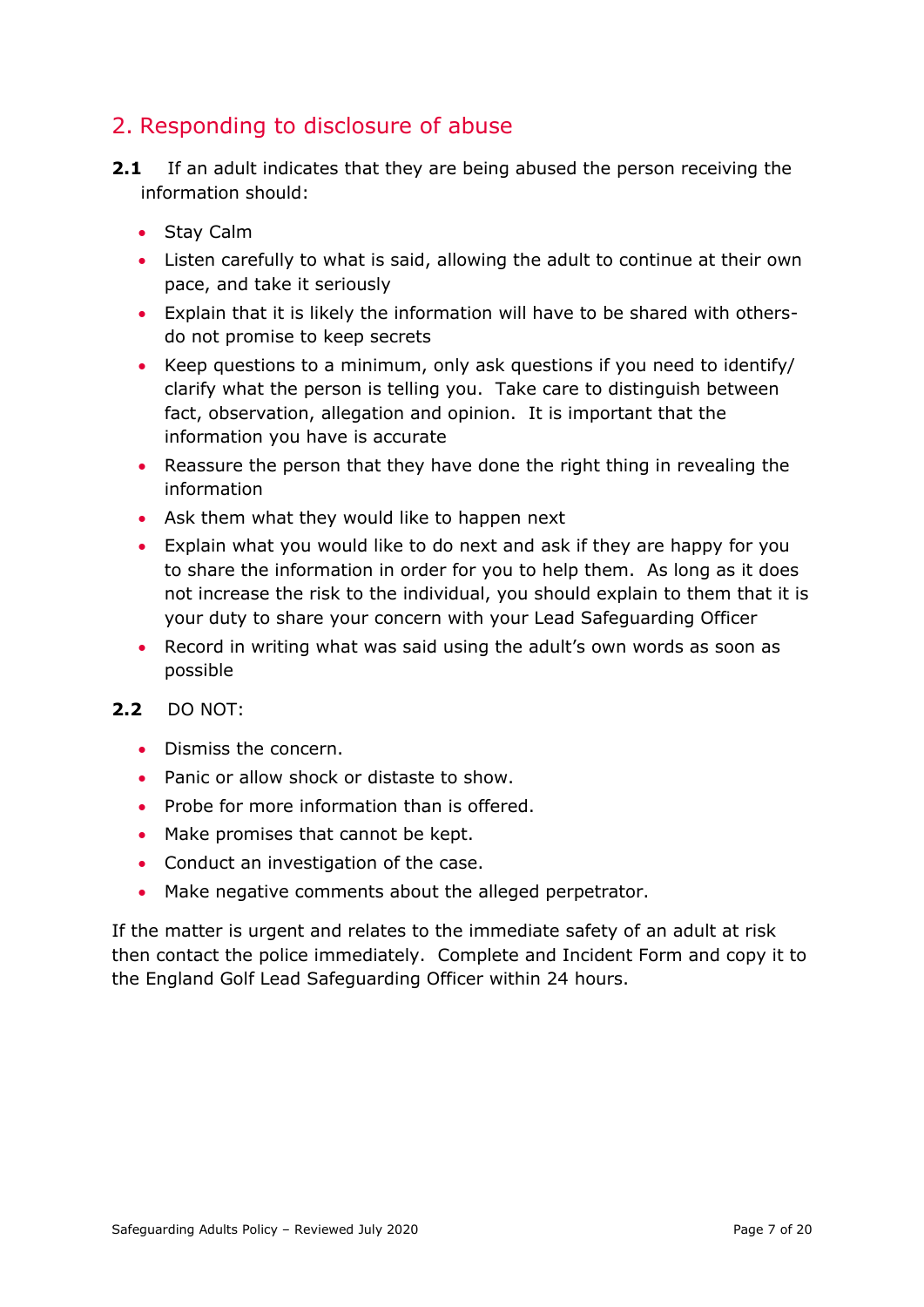## 2. Responding to disclosure of abuse

**2.1** If an adult indicates that they are being abused the person receiving the information should:

- Stay Calm
- Listen carefully to what is said, allowing the adult to continue at their own pace, and take it seriously
- Explain that it is likely the information will have to be shared with others- do not promise to keep secrets
- Keep questions to a minimum, only ask questions if you need to identify/ clarify what the person is telling you. Take care to distinguish between fact, observation, allegation and opinion. It is important that the information you have is accurate
- Reassure the person that they have done the right thing in revealing the information
- Ask them what they would like to happen next
- Explain what you would like to do next and ask if they are happy for you to share the information in order for you to help them. As long as it does not increase the risk to the individual, you should explain to them that it is your duty to share your concern with your Lead Safeguarding Officer
- Record in writing what was said using the adult's own words as soon as possible

**2.2** DO NOT:

- Dismiss the concern.
- Panic or allow shock or distaste to show.
- Probe for more information than is offered.
- Make promises that cannot be kept.
- Conduct an investigation of the case.
- Make negative comments about the alleged perpetrator.

If the matter is urgent and relates to the immediate safety of an adult at risk then contact the police immediately. Complete and Incident Form and copy it to the England Golf Lead Safeguarding Officer within 24 hours.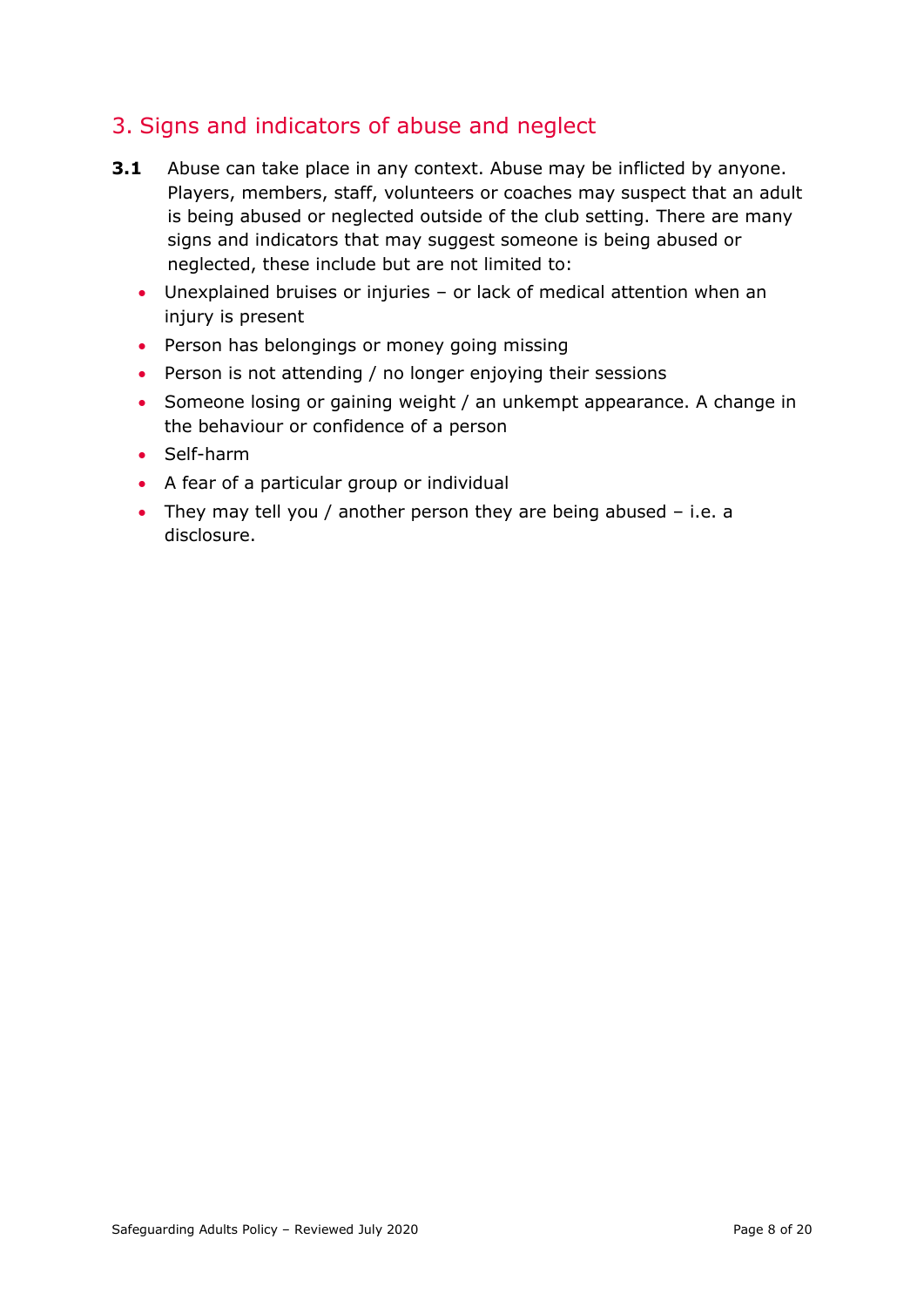## 3. Signs and indicators of abuse and neglect

**3.1** Abuse can take place in any context. Abuse may be inflicted by anyone. Players, members, staff, volunteers or coaches may suspect that an adult is being abused or neglected outside of the club setting. There are many signs and indicators that may suggest someone is being abused or neglected, these include but are not limited to:

- Unexplained bruises or injuries – or lack of medical attention when an injury is present
- Person has belongings or money going missing
- Person is not attending / no longer enjoying their sessions
- Someone losing or gaining weight / an unkempt appearance. A change in the behaviour or confidence of a person
- Self-harm
- A fear of a particular group or individual
- They may tell you / another person they are being abused – i.e. a disclosure.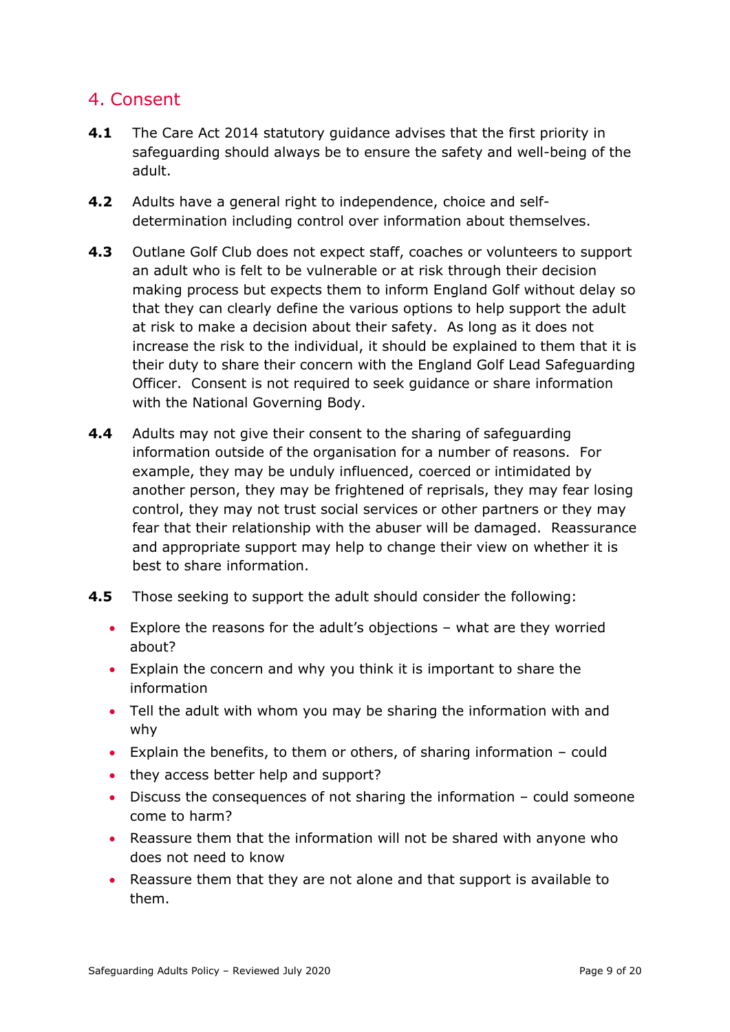## 4. Consent

**4.1** The Care Act 2014 statutory guidance advises that the first priority in safeguarding should always be to ensure the safety and well-being of the adult.

**4.2** Adults have a general right to independence, choice and self-determination including control over information about themselves.

**4.3** Outlane Golf Club does not expect staff, coaches or volunteers to support an adult who is felt to be vulnerable or at risk through their decision making process but expects them to inform England Golf without delay so that they can clearly define the various options to help support the adult at risk to make a decision about their safety. As long as it does not increase the risk to the individual, it should be explained to them that it is their duty to share their concern with the England Golf Lead Safeguarding Officer. Consent is not required to seek guidance or share information with the National Governing Body.

**4.4** Adults may not give their consent to the sharing of safeguarding information outside of the organisation for a number of reasons. For example, they may be unduly influenced, coerced or intimidated by another person, they may be frightened of reprisals, they may fear losing control, they may not trust social services or other partners or they may fear that their relationship with the abuser will be damaged. Reassurance and appropriate support may help to change their view on whether it is best to share information.

**4.5** Those seeking to support the adult should consider the following:

- Explore the reasons for the adult's objections – what are they worried about?
- Explain the concern and why you think it is important to share the information
- Tell the adult with whom you may be sharing the information with and why
- Explain the benefits, to them or others, of sharing information – could
- they access better help and support?
- Discuss the consequences of not sharing the information – could someone come to harm?
- Reassure them that the information will not be shared with anyone who does not need to know
- Reassure them that they are not alone and that support is available to them.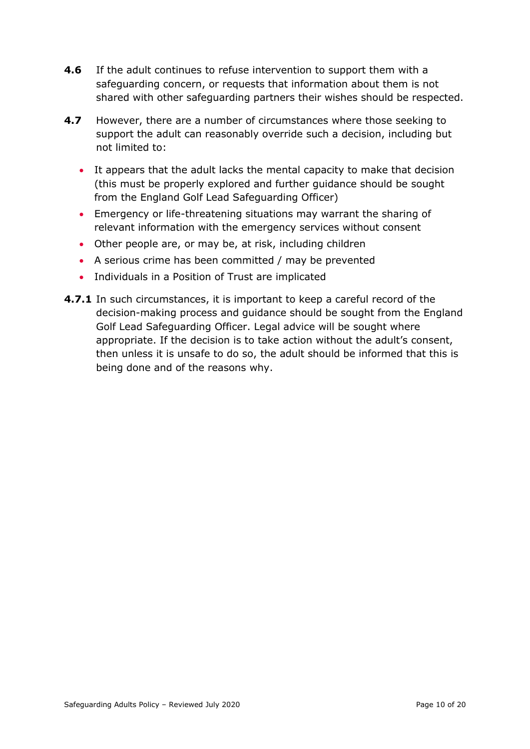**4.6** If the adult continues to refuse intervention to support them with a safeguarding concern, or requests that information about them is not shared with other safeguarding partners their wishes should be respected.

**4.7** However, there are a number of circumstances where those seeking to support the adult can reasonably override such a decision, including but not limited to:

- It appears that the adult lacks the mental capacity to make that decision (this must be properly explored and further guidance should be sought from the England Golf Lead Safeguarding Officer)
- Emergency or life-threatening situations may warrant the sharing of relevant information with the emergency services without consent
- Other people are, or may be, at risk, including children
- A serious crime has been committed / may be prevented
- Individuals in a Position of Trust are implicated

**4.7.1** In such circumstances, it is important to keep a careful record of the decision-making process and guidance should be sought from the England Golf Lead Safeguarding Officer. Legal advice will be sought where appropriate. If the decision is to take action without the adult's consent, then unless it is unsafe to do so, the adult should be informed that this is being done and of the reasons why.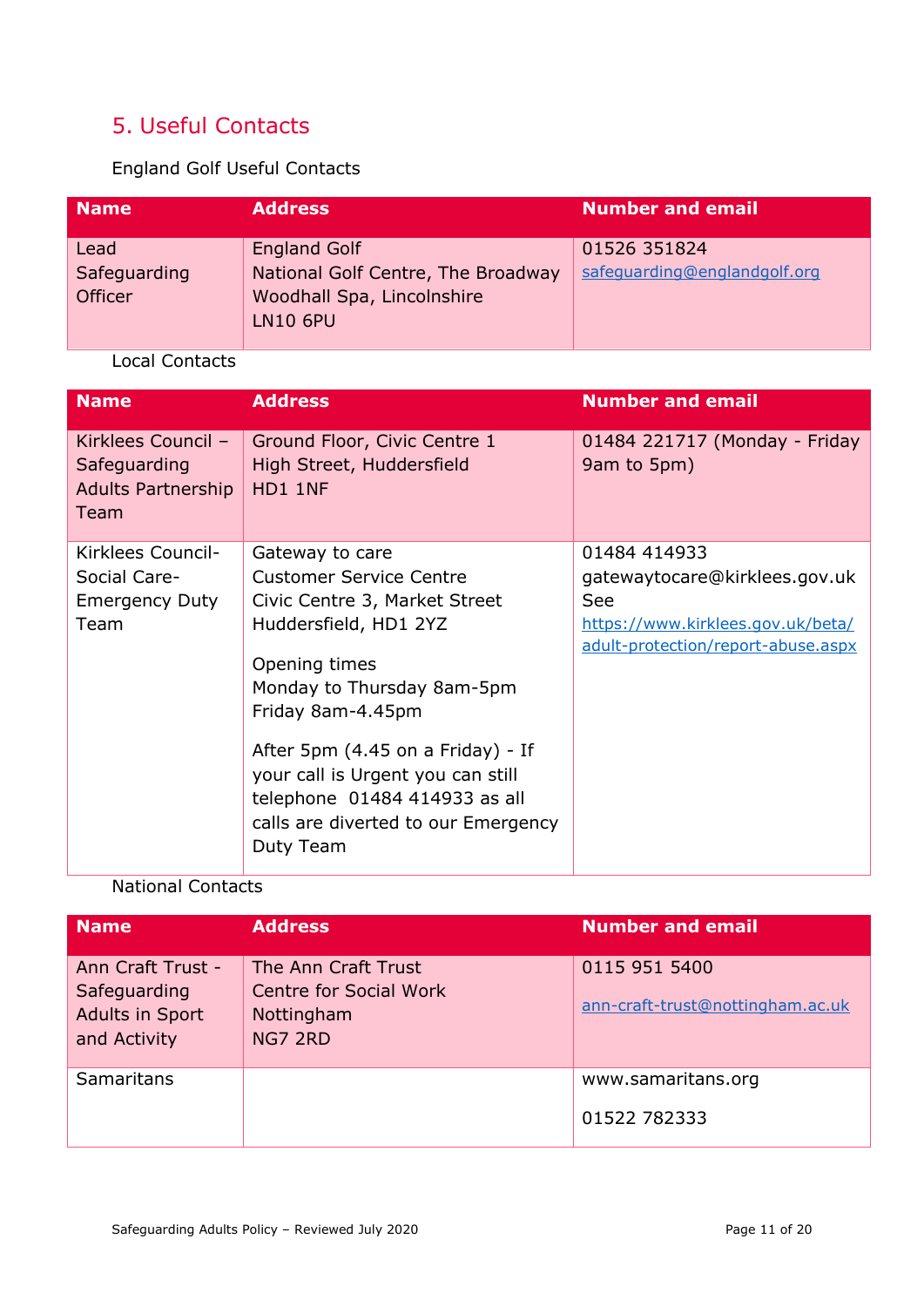## 5. Useful Contacts

England Golf Useful Contacts

| Name | Address | Number and email |
|---|---|---|
| Lead Safeguarding Officer | England Golf<br>National Golf Centre, The Broadway<br>Woodhall Spa, Lincolnshire<br>LN10 6PU | 01526 351824<br>safeguarding@englandgolf.org |

Local Contacts

| Name | Address | Number and email |
|---|---|---|
| Kirklees Council – Safeguarding Adults Partnership Team | Ground Floor, Civic Centre 1<br>High Street, Huddersfield<br>HD1 1NF | 01484 221717 (Monday - Friday 9am to 5pm) |
| Kirklees Council-Social Care-Emergency Duty Team | Gateway to care<br>Customer Service Centre<br>Civic Centre 3, Market Street<br>Huddersfield, HD1 2YZ<br><br>Opening times<br>Monday to Thursday 8am-5pm<br>Friday 8am-4.45pm<br><br>After 5pm (4.45 on a Friday) - If your call is Urgent you can still telephone 01484 414933 as all calls are diverted to our Emergency Duty Team | 01484 414933<br>gatewaytocare@kirklees.gov.uk<br>See<br>https://www.kirklees.gov.uk/beta/adult-protection/report-abuse.aspx |

National Contacts

| Name | Address | Number and email |
|---|---|---|
| Ann Craft Trust - Safeguarding Adults in Sport and Activity | The Ann Craft Trust<br>Centre for Social Work<br>Nottingham<br>NG7 2RD | 0115 951 5400<br><br>ann-craft-trust@nottingham.ac.uk |
| Samaritans | | www.samaritans.org<br><br>01522 782333 |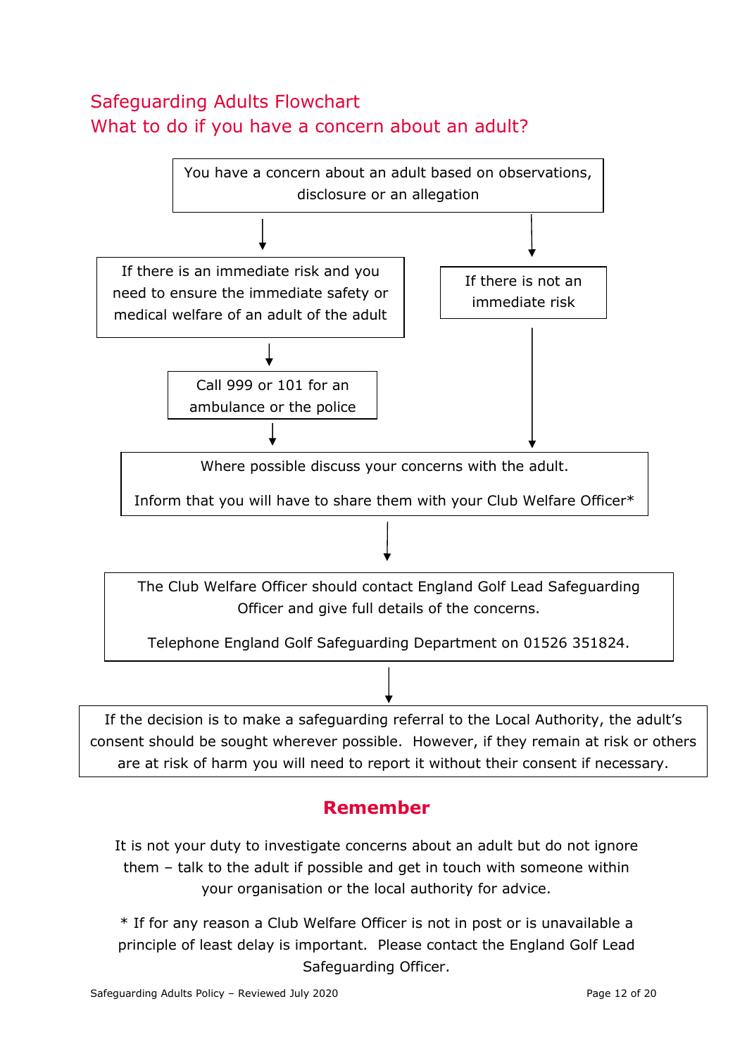## Safeguarding Adults Flowchart
## What to do if you have a concern about an adult?

You have a concern about an adult based on observations, disclosure or an allegation

↓

If there is an immediate risk and you need to ensure the immediate safety or medical welfare of an adult of the adult

↓

Call 999 or 101 for an ambulance or the police

↓

If there is not an immediate risk

↓

Where possible discuss your concerns with the adult.

Inform that you will have to share them with your Club Welfare Officer*

↓

The Club Welfare Officer should contact England Golf Lead Safeguarding Officer and give full details of the concerns.

Telephone England Golf Safeguarding Department on 01526 351824.

↓

If the decision is to make a safeguarding referral to the Local Authority, the adult's consent should be sought wherever possible. However, if they remain at risk or others are at risk of harm you will need to report it without their consent if necessary.

## Remember

It is not your duty to investigate concerns about an adult but do not ignore them – talk to the adult if possible and get in touch with someone within your organisation or the local authority for advice.

* If for any reason a Club Welfare Officer is not in post or is unavailable a principle of least delay is important. Please contact the England Golf Lead Safeguarding Officer.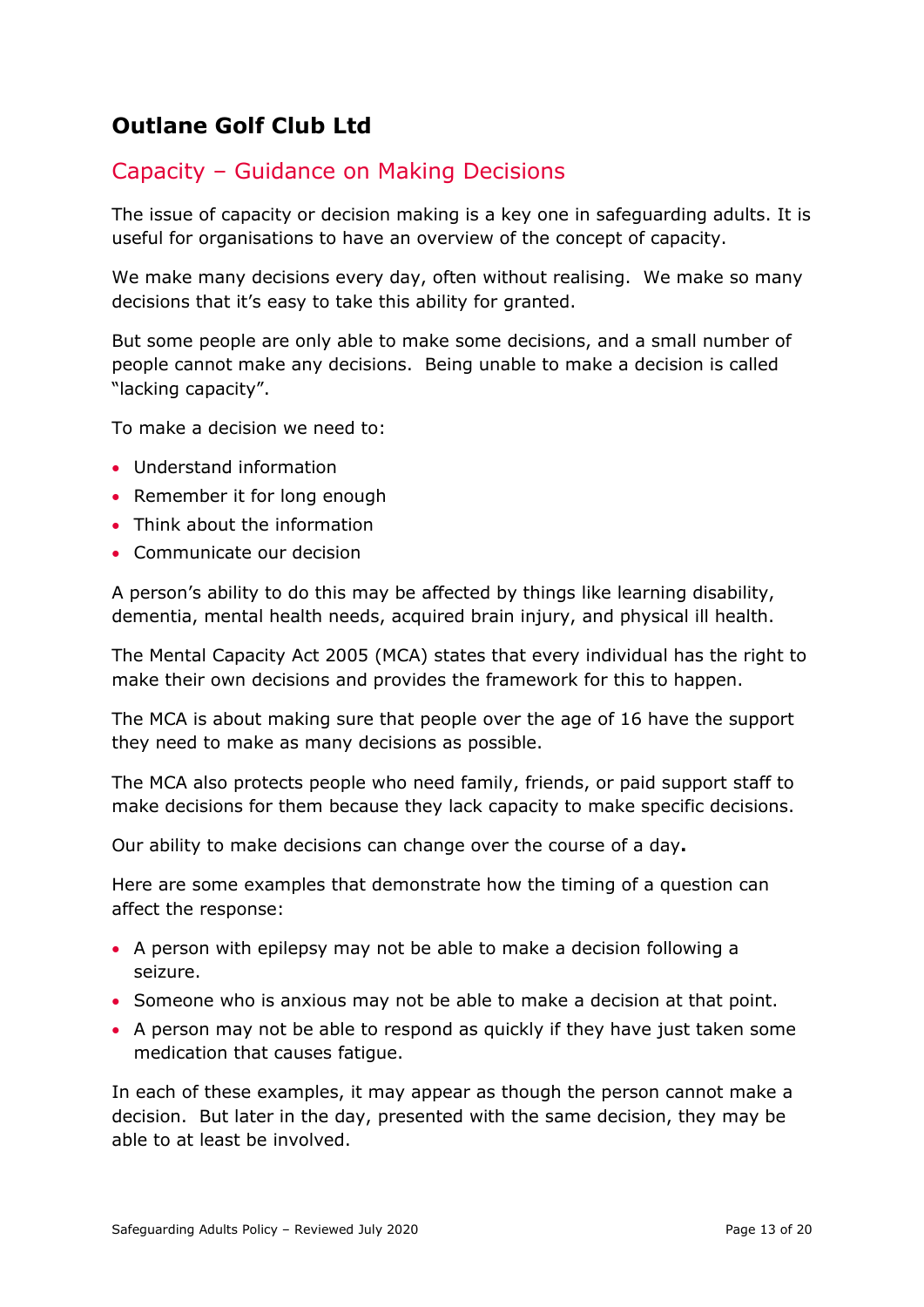# Outlane Golf Club Ltd

## Capacity – Guidance on Making Decisions

The issue of capacity or decision making is a key one in safeguarding adults. It is useful for organisations to have an overview of the concept of capacity.

We make many decisions every day, often without realising. We make so many decisions that it's easy to take this ability for granted.

But some people are only able to make some decisions, and a small number of people cannot make any decisions. Being unable to make a decision is called "lacking capacity".

To make a decision we need to:

- Understand information
- Remember it for long enough
- Think about the information
- Communicate our decision

A person's ability to do this may be affected by things like learning disability, dementia, mental health needs, acquired brain injury, and physical ill health.

The Mental Capacity Act 2005 (MCA) states that every individual has the right to make their own decisions and provides the framework for this to happen.

The MCA is about making sure that people over the age of 16 have the support they need to make as many decisions as possible.

The MCA also protects people who need family, friends, or paid support staff to make decisions for them because they lack capacity to make specific decisions.

Our ability to make decisions can change over the course of a day.

Here are some examples that demonstrate how the timing of a question can affect the response:

- A person with epilepsy may not be able to make a decision following a seizure.
- Someone who is anxious may not be able to make a decision at that point.
- A person may not be able to respond as quickly if they have just taken some medication that causes fatigue.

In each of these examples, it may appear as though the person cannot make a decision. But later in the day, presented with the same decision, they may be able to at least be involved.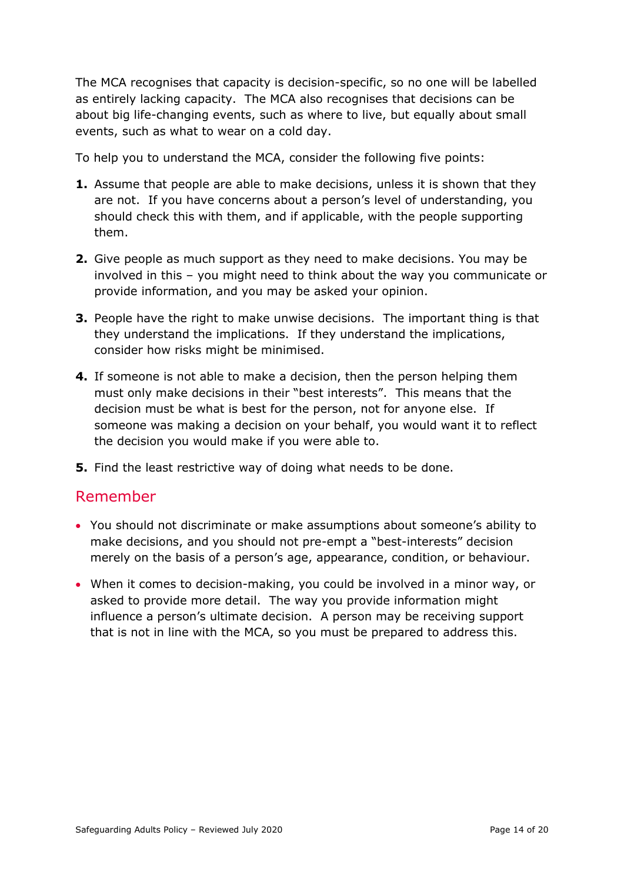The MCA recognises that capacity is decision-specific, so no one will be labelled as entirely lacking capacity. The MCA also recognises that decisions can be about big life-changing events, such as where to live, but equally about small events, such as what to wear on a cold day.

To help you to understand the MCA, consider the following five points:

1. Assume that people are able to make decisions, unless it is shown that they are not. If you have concerns about a person's level of understanding, you should check this with them, and if applicable, with the people supporting them.
2. Give people as much support as they need to make decisions. You may be involved in this – you might need to think about the way you communicate or provide information, and you may be asked your opinion.
3. People have the right to make unwise decisions. The important thing is that they understand the implications. If they understand the implications, consider how risks might be minimised.
4. If someone is not able to make a decision, then the person helping them must only make decisions in their "best interests". This means that the decision must be what is best for the person, not for anyone else. If someone was making a decision on your behalf, you would want it to reflect the decision you would make if you were able to.
5. Find the least restrictive way of doing what needs to be done.

## Remember

- You should not discriminate or make assumptions about someone's ability to make decisions, and you should not pre-empt a "best-interests" decision merely on the basis of a person's age, appearance, condition, or behaviour.
- When it comes to decision-making, you could be involved in a minor way, or asked to provide more detail. The way you provide information might influence a person's ultimate decision. A person may be receiving support that is not in line with the MCA, so you must be prepared to address this.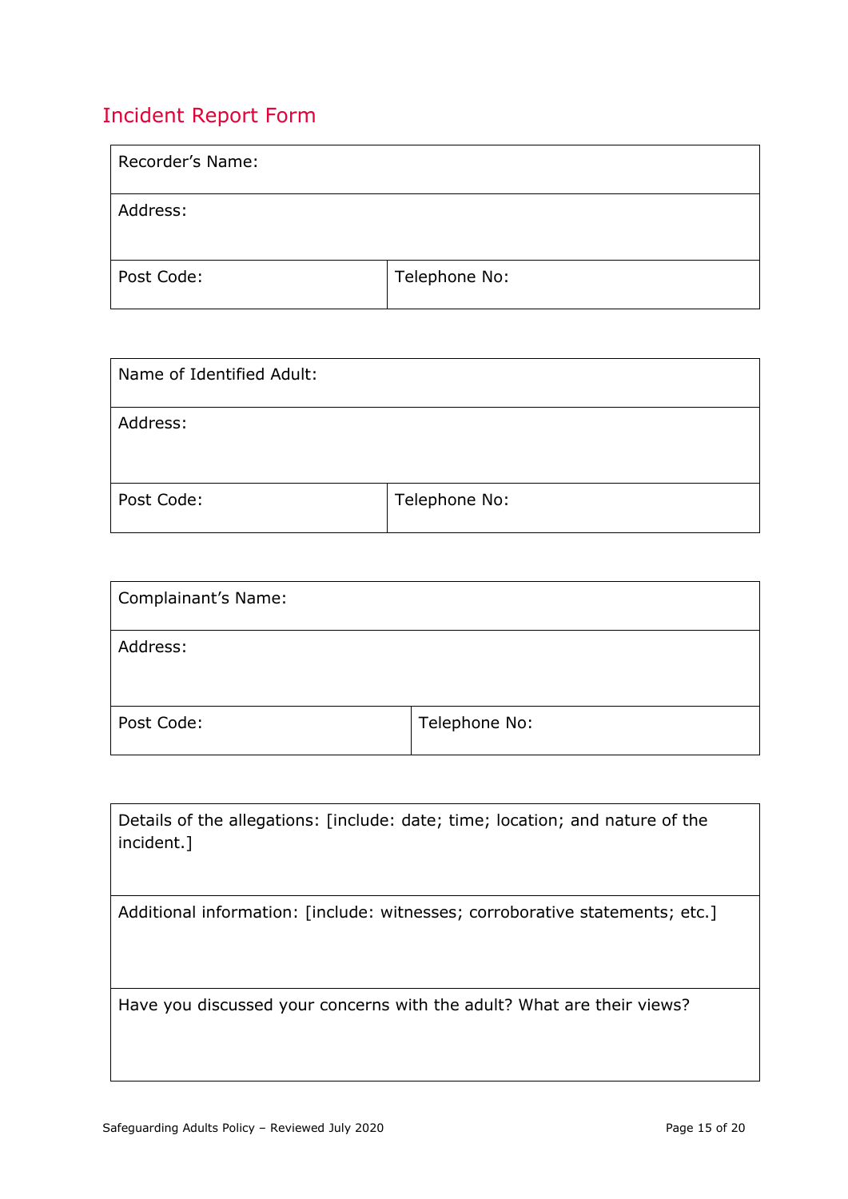## Incident Report Form

| Recorder's Name: | |
|---|---|
| Address: | |
| Post Code: | Telephone No: |

| Name of Identified Adult: | |
|---|---|
| Address: | |
| Post Code: | Telephone No: |

| Complainant's Name: | |
|---|---|
| Address: | |
| Post Code: | Telephone No: |

| Details of the allegations: [include: date; time; location; and nature of the incident.] |
|---|
| Additional information: [include: witnesses; corroborative statements; etc.] |
| Have you discussed your concerns with the adult? What are their views? |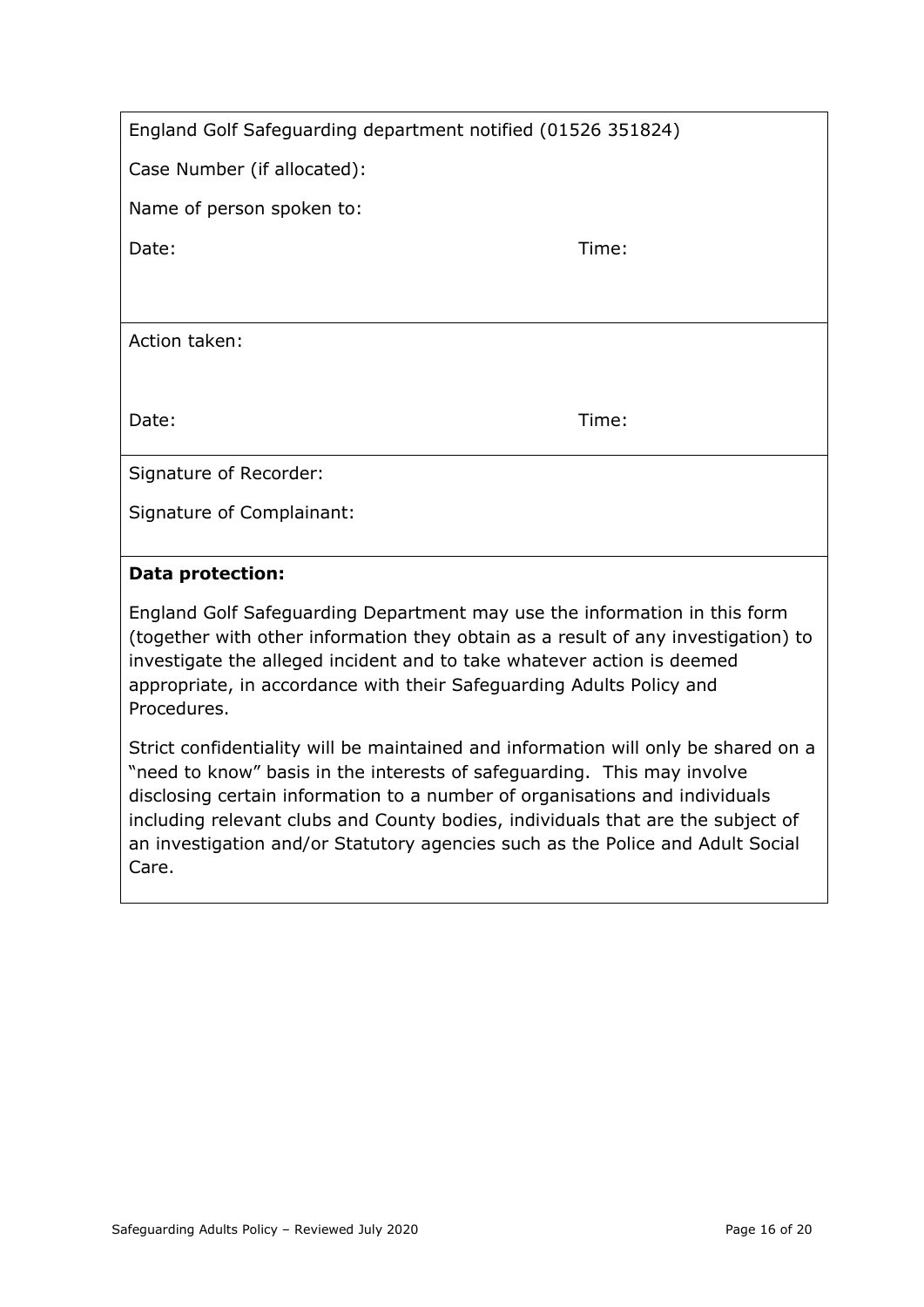| England Golf Safeguarding department notified (01526 351824) | |
|---|---|
| Case Number (if allocated): | |
| Name of person spoken to: | |
| Date: | Time: |
| Action taken: | |
| Date: | Time: |
| Signature of Recorder: | |
| Signature of Complainant: | |

**Data protection:**

England Golf Safeguarding Department may use the information in this form (together with other information they obtain as a result of any investigation) to investigate the alleged incident and to take whatever action is deemed appropriate, in accordance with their Safeguarding Adults Policy and Procedures.

Strict confidentiality will be maintained and information will only be shared on a "need to know" basis in the interests of safeguarding. This may involve disclosing certain information to a number of organisations and individuals including relevant clubs and County bodies, individuals that are the subject of an investigation and/or Statutory agencies such as the Police and Adult Social Care.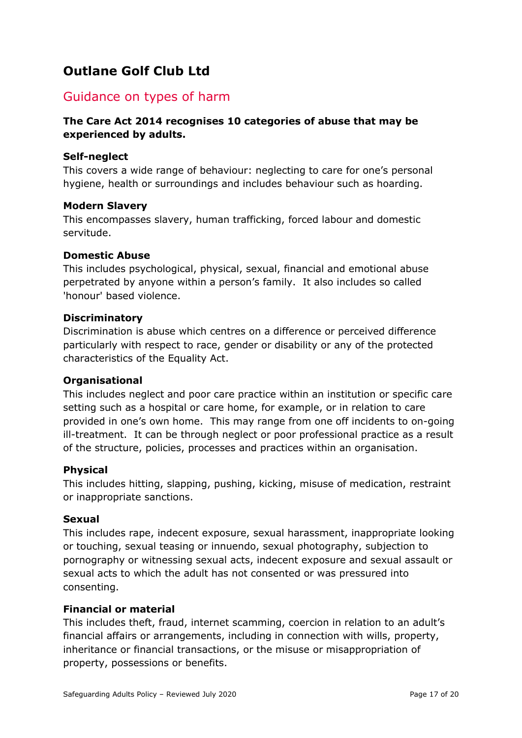# Outlane Golf Club Ltd

## Guidance on types of harm

**The Care Act 2014 recognises 10 categories of abuse that may be experienced by adults.**

**Self-neglect**
This covers a wide range of behaviour: neglecting to care for one's personal hygiene, health or surroundings and includes behaviour such as hoarding.

**Modern Slavery**
This encompasses slavery, human trafficking, forced labour and domestic servitude.

**Domestic Abuse**
This includes psychological, physical, sexual, financial and emotional abuse perpetrated by anyone within a person's family. It also includes so called 'honour' based violence.

**Discriminatory**
Discrimination is abuse which centres on a difference or perceived difference particularly with respect to race, gender or disability or any of the protected characteristics of the Equality Act.

**Organisational**
This includes neglect and poor care practice within an institution or specific care setting such as a hospital or care home, for example, or in relation to care provided in one's own home. This may range from one off incidents to on-going ill-treatment. It can be through neglect or poor professional practice as a result of the structure, policies, processes and practices within an organisation.

**Physical**
This includes hitting, slapping, pushing, kicking, misuse of medication, restraint or inappropriate sanctions.

**Sexual**
This includes rape, indecent exposure, sexual harassment, inappropriate looking or touching, sexual teasing or innuendo, sexual photography, subjection to pornography or witnessing sexual acts, indecent exposure and sexual assault or sexual acts to which the adult has not consented or was pressured into consenting.

**Financial or material**
This includes theft, fraud, internet scamming, coercion in relation to an adult's financial affairs or arrangements, including in connection with wills, property, inheritance or financial transactions, or the misuse or misappropriation of property, possessions or benefits.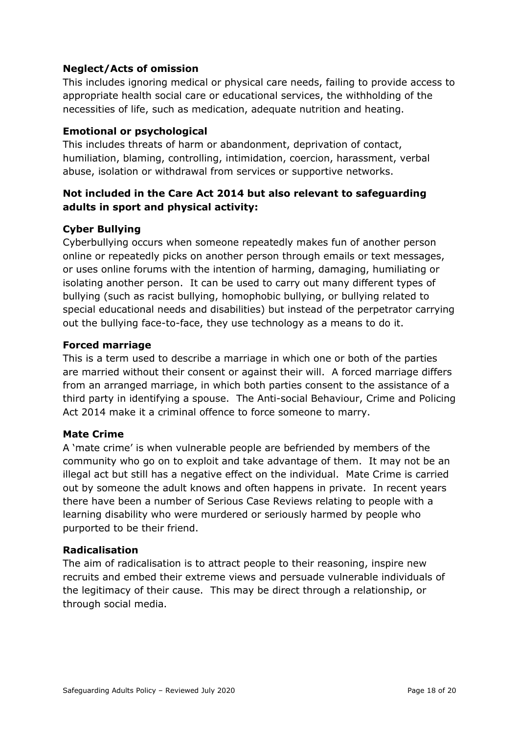**Neglect/Acts of omission**

This includes ignoring medical or physical care needs, failing to provide access to appropriate health social care or educational services, the withholding of the necessities of life, such as medication, adequate nutrition and heating.

**Emotional or psychological**

This includes threats of harm or abandonment, deprivation of contact, humiliation, blaming, controlling, intimidation, coercion, harassment, verbal abuse, isolation or withdrawal from services or supportive networks.

**Not included in the Care Act 2014 but also relevant to safeguarding adults in sport and physical activity:**

**Cyber Bullying**

Cyberbullying occurs when someone repeatedly makes fun of another person online or repeatedly picks on another person through emails or text messages, or uses online forums with the intention of harming, damaging, humiliating or isolating another person. It can be used to carry out many different types of bullying (such as racist bullying, homophobic bullying, or bullying related to special educational needs and disabilities) but instead of the perpetrator carrying out the bullying face-to-face, they use technology as a means to do it.

**Forced marriage**

This is a term used to describe a marriage in which one or both of the parties are married without their consent or against their will. A forced marriage differs from an arranged marriage, in which both parties consent to the assistance of a third party in identifying a spouse. The Anti-social Behaviour, Crime and Policing Act 2014 make it a criminal offence to force someone to marry.

**Mate Crime**

A 'mate crime' is when vulnerable people are befriended by members of the community who go on to exploit and take advantage of them. It may not be an illegal act but still has a negative effect on the individual. Mate Crime is carried out by someone the adult knows and often happens in private. In recent years there have been a number of Serious Case Reviews relating to people with a learning disability who were murdered or seriously harmed by people who purported to be their friend.

**Radicalisation**

The aim of radicalisation is to attract people to their reasoning, inspire new recruits and embed their extreme views and persuade vulnerable individuals of the legitimacy of their cause. This may be direct through a relationship, or through social media.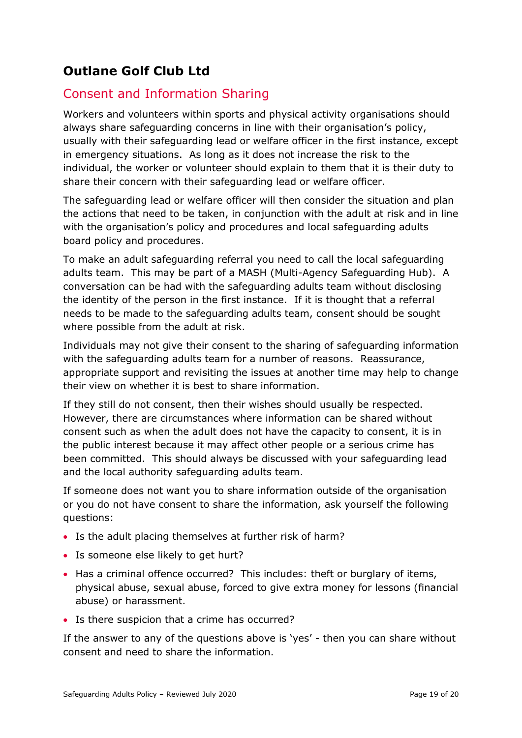# Outlane Golf Club Ltd

## Consent and Information Sharing

Workers and volunteers within sports and physical activity organisations should always share safeguarding concerns in line with their organisation's policy, usually with their safeguarding lead or welfare officer in the first instance, except in emergency situations. As long as it does not increase the risk to the individual, the worker or volunteer should explain to them that it is their duty to share their concern with their safeguarding lead or welfare officer.

The safeguarding lead or welfare officer will then consider the situation and plan the actions that need to be taken, in conjunction with the adult at risk and in line with the organisation's policy and procedures and local safeguarding adults board policy and procedures.

To make an adult safeguarding referral you need to call the local safeguarding adults team. This may be part of a MASH (Multi-Agency Safeguarding Hub). A conversation can be had with the safeguarding adults team without disclosing the identity of the person in the first instance. If it is thought that a referral needs to be made to the safeguarding adults team, consent should be sought where possible from the adult at risk.

Individuals may not give their consent to the sharing of safeguarding information with the safeguarding adults team for a number of reasons. Reassurance, appropriate support and revisiting the issues at another time may help to change their view on whether it is best to share information.

If they still do not consent, then their wishes should usually be respected. However, there are circumstances where information can be shared without consent such as when the adult does not have the capacity to consent, it is in the public interest because it may affect other people or a serious crime has been committed. This should always be discussed with your safeguarding lead and the local authority safeguarding adults team.

If someone does not want you to share information outside of the organisation or you do not have consent to share the information, ask yourself the following questions:

- Is the adult placing themselves at further risk of harm?
- Is someone else likely to get hurt?
- Has a criminal offence occurred? This includes: theft or burglary of items, physical abuse, sexual abuse, forced to give extra money for lessons (financial abuse) or harassment.
- Is there suspicion that a crime has occurred?

If the answer to any of the questions above is 'yes' - then you can share without consent and need to share the information.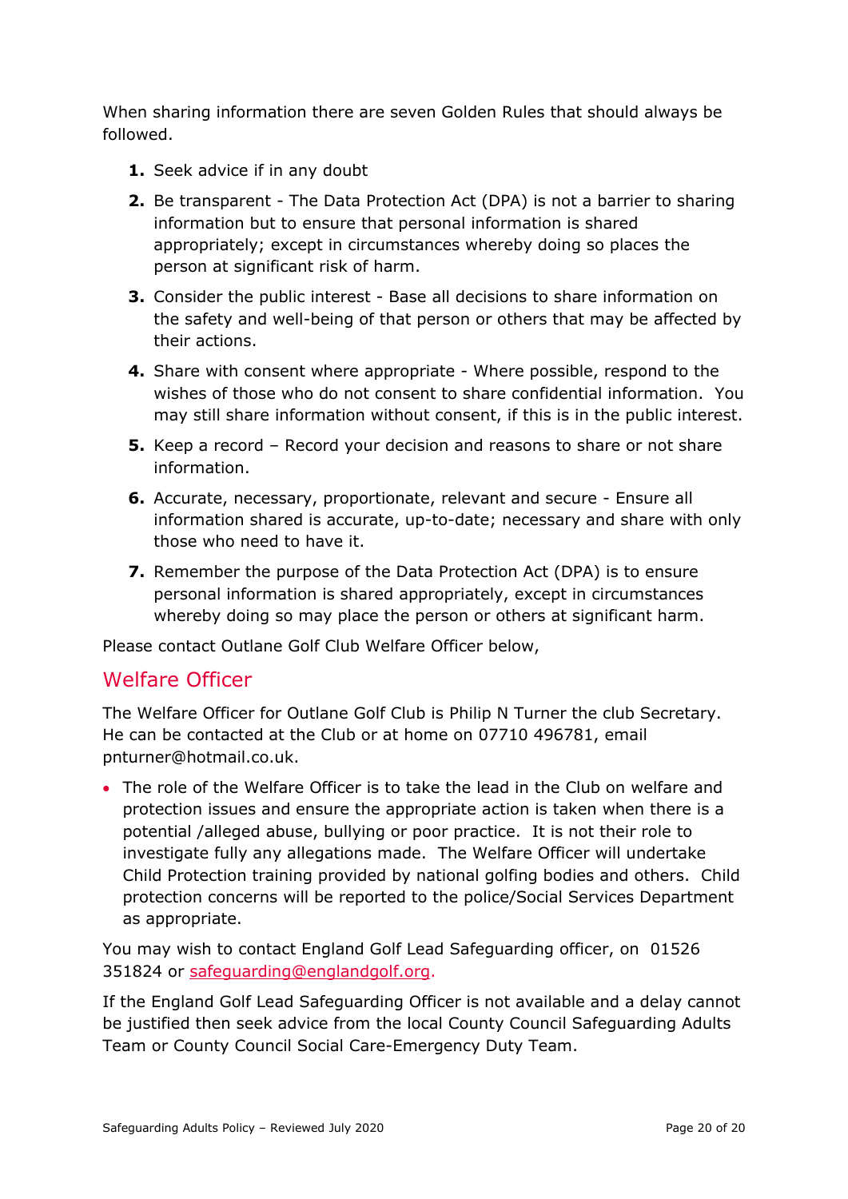When sharing information there are seven Golden Rules that should always be followed.

1. Seek advice if in any doubt
2. Be transparent - The Data Protection Act (DPA) is not a barrier to sharing information but to ensure that personal information is shared appropriately; except in circumstances whereby doing so places the person at significant risk of harm.
3. Consider the public interest - Base all decisions to share information on the safety and well-being of that person or others that may be affected by their actions.
4. Share with consent where appropriate - Where possible, respond to the wishes of those who do not consent to share confidential information. You may still share information without consent, if this is in the public interest.
5. Keep a record – Record your decision and reasons to share or not share information.
6. Accurate, necessary, proportionate, relevant and secure - Ensure all information shared is accurate, up-to-date; necessary and share with only those who need to have it.
7. Remember the purpose of the Data Protection Act (DPA) is to ensure personal information is shared appropriately, except in circumstances whereby doing so may place the person or others at significant harm.

Please contact Outlane Golf Club Welfare Officer below,

## Welfare Officer

The Welfare Officer for Outlane Golf Club is Philip N Turner the club Secretary. He can be contacted at the Club or at home on 07710 496781, email pnturner@hotmail.co.uk.

- The role of the Welfare Officer is to take the lead in the Club on welfare and protection issues and ensure the appropriate action is taken when there is a potential /alleged abuse, bullying or poor practice. It is not their role to investigate fully any allegations made. The Welfare Officer will undertake Child Protection training provided by national golfing bodies and others. Child protection concerns will be reported to the police/Social Services Department as appropriate.

You may wish to contact England Golf Lead Safeguarding officer, on 01526 351824 or safeguarding@englandgolf.org.

If the England Golf Lead Safeguarding Officer is not available and a delay cannot be justified then seek advice from the local County Council Safeguarding Adults Team or County Council Social Care-Emergency Duty Team.